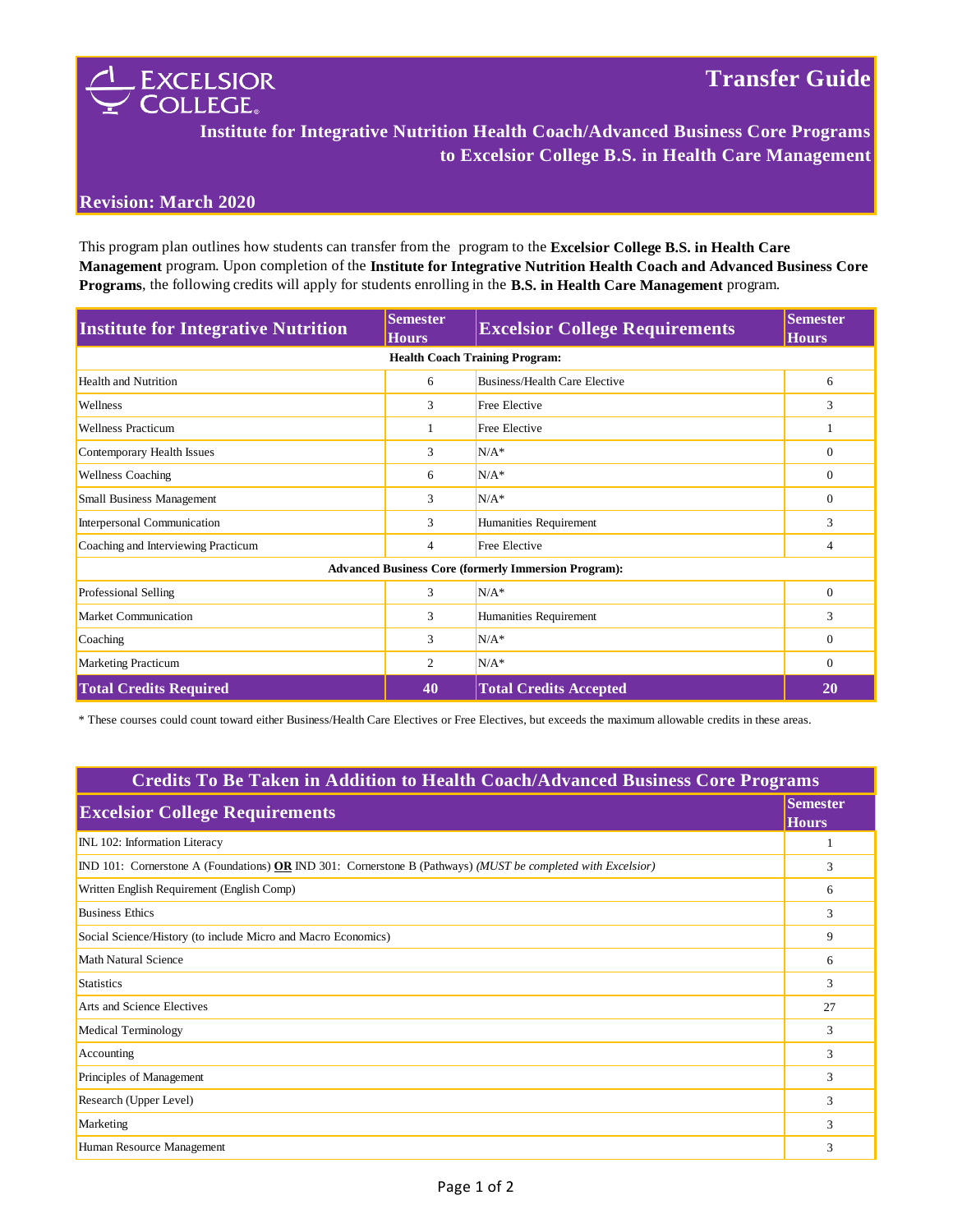# Transfer Guide

EXCELSIOR COLLEGE

## Institute for Integrative Nutrition Health Coach/Advanced Business Core Programs to Excelsior College B.S. in Health Care Management

**Revision: March 2020**

This program plan outlines how students can transfer from the  program to the **Excelsior College B.S. in Health Care Management** program. Upon completion of the **Institute for Integrative Nutrition Health Coach and Advanced Business Core Programs**, the following credits will apply for students enrolling in the **B.S. in Health Care Management** program.

| Institute for Integrative Nutrition | Semester Hours | Excelsior College Requirements | Semester Hours |
|---|---|---|---|
| **Health Coach Training Program:** | | | |
| Health and Nutrition | 6 | Business/Health Care Elective | 6 |
| Wellness | 3 | Free Elective | 3 |
| Wellness Practicum | 1 | Free Elective | 1 |
| Contemporary Health Issues | 3 | N/A* | 0 |
| Wellness Coaching | 6 | N/A* | 0 |
| Small Business Management | 3 | N/A* | 0 |
| Interpersonal Communication | 3 | Humanities Requirement | 3 |
| Coaching and Interviewing Practicum | 4 | Free Elective | 4 |
| **Advanced Business Core (formerly Immersion Program):** | | | |
| Professional Selling | 3 | N/A* | 0 |
| Market Communication | 3 | Humanities Requirement | 3 |
| Coaching | 3 | N/A* | 0 |
| Marketing Practicum | 2 | N/A* | 0 |
| **Total Credits Required** | **40** | **Total Credits Accepted** | **20** |

* These courses could count toward either Business/Health Care Electives or Free Electives, but exceeds the maximum allowable credits in these areas.

| Credits To Be Taken in Addition to Health Coach/Advanced Business Core Programs | |
|---|---|
| **Excelsior College Requirements** | **Semester Hours** |
| INL 102: Information Literacy | 1 |
| IND 101: Cornerstone A (Foundations) **OR** IND 301: Cornerstone B (Pathways) *(MUST be completed with Excelsior)* | 3 |
| Written English Requirement (English Comp) | 6 |
| Business Ethics | 3 |
| Social Science/History (to include Micro and Macro Economics) | 9 |
| Math Natural Science | 6 |
| Statistics | 3 |
| Arts and Science Electives | 27 |
| Medical Terminology | 3 |
| Accounting | 3 |
| Principles of Management | 3 |
| Research (Upper Level) | 3 |
| Marketing | 3 |
| Human Resource Management | 3 |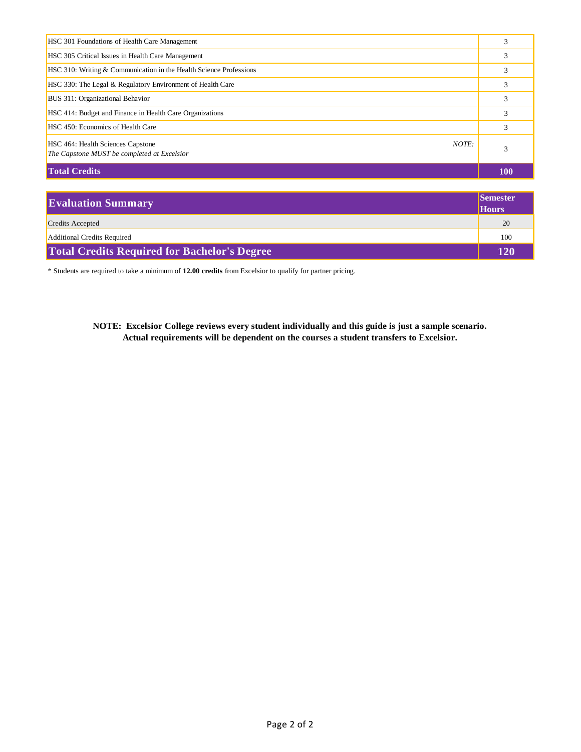| | |
|---|---|
| HSC 301 Foundations of Health Care Management | 3 |
| HSC 305 Critical Issues in Health Care Management | 3 |
| HSC 310: Writing & Communication in the Health Science Professions | 3 |
| HSC 330: The Legal & Regulatory Environment of Health Care | 3 |
| BUS 311: Organizational Behavior | 3 |
| HSC 414: Budget and Finance in Health Care Organizations | 3 |
| HSC 450: Economics of Health Care | 3 |
| HSC 464: Health Sciences Capstone *NOTE: The Capstone MUST be completed at Excelsior* | 3 |
| **Total Credits** | **100** |

| **Evaluation Summary** | **Semester Hours** |
|---|---|
| Credits Accepted | 20 |
| Additional Credits Required | 100 |
| **Total Credits Required for Bachelor's Degree** | **120** |

* Students are required to take a minimum of **12.00 credits** from Excelsior to qualify for partner pricing.

**NOTE: Excelsior College reviews every student individually and this guide is just a sample scenario. Actual requirements will be dependent on the courses a student transfers to Excelsior.**